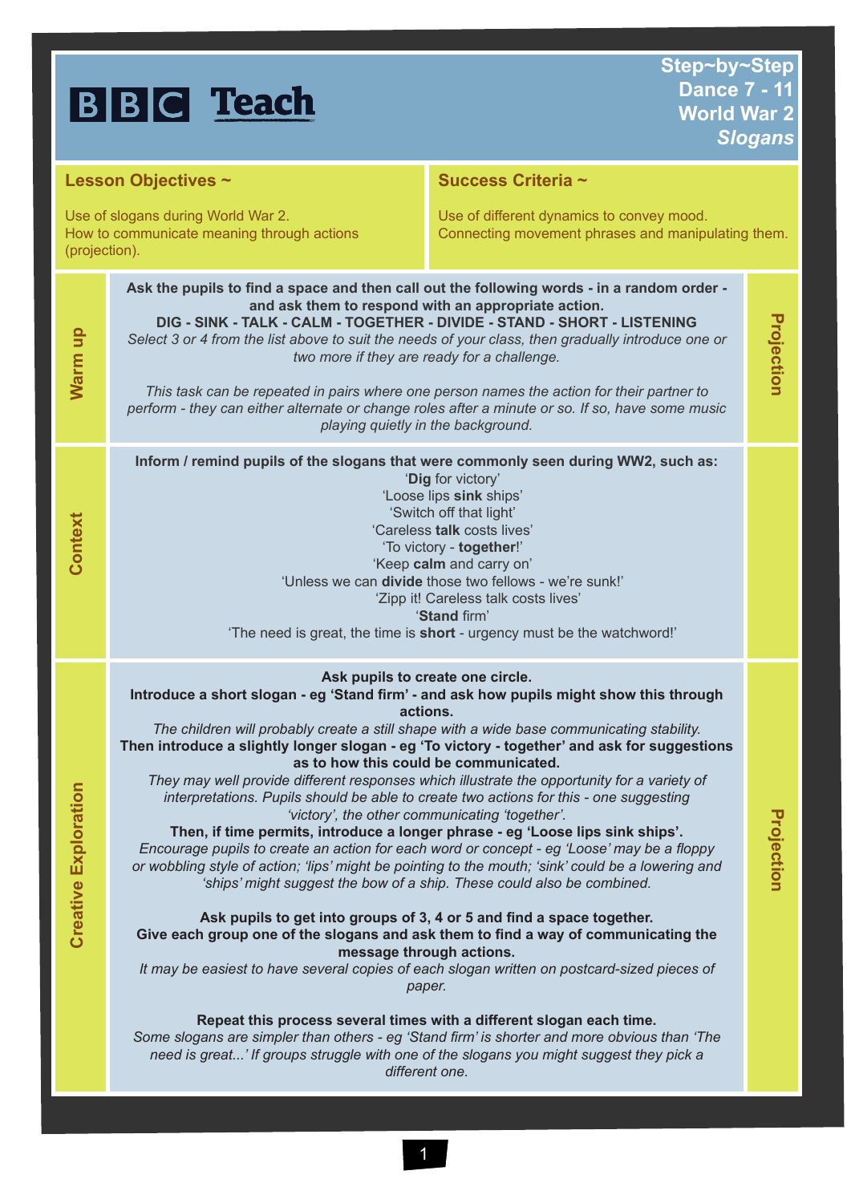# BBC Teach

**Step~by~Step**
**Dance 7 - 11**
**World War 2**
***Slogans***

## Lesson Objectives ~

Use of slogans during World War 2.
How to communicate meaning through actions (projection).

## Success Criteria ~

Use of different dynamics to convey mood.
Connecting movement phrases and manipulating them.

## Warm up

*Projection*

**Ask the pupils to find a space and then call out the following words - in a random order - and ask them to respond with an appropriate action.**
**DIG - SINK - TALK - CALM - TOGETHER - DIVIDE - STAND - SHORT - LISTENING**
*Select 3 or 4 from the list above to suit the needs of your class, then gradually introduce one or two more if they are ready for a challenge.*

*This task can be repeated in pairs where one person names the action for their partner to perform - they can either alternate or change roles after a minute or so. If so, have some music playing quietly in the background.*

## Context

**Inform / remind pupils of the slogans that were commonly seen during WW2, such as:**

'**Dig** for victory'
'Loose lips **sink** ships'
'Switch off that light'
'Careless **talk** costs lives'
'To victory - **together**!'
'Keep **calm** and carry on'
'Unless we can **divide** those two fellows - we're sunk!'
'Zipp it! Careless talk costs lives'
'**Stand** firm'
'The need is great, the time is **short** - urgency must be the watchword!'

## Creative Exploration

*Projection*

**Ask pupils to create one circle.**
**Introduce a short slogan - eg 'Stand firm' - and ask how pupils might show this through actions.**
*The children will probably create a still shape with a wide base communicating stability.*
**Then introduce a slightly longer slogan - eg 'To victory - together' and ask for suggestions as to how this could be communicated.**
*They may well provide different responses which illustrate the opportunity for a variety of interpretations. Pupils should be able to create two actions for this - one suggesting 'victory', the other communicating 'together'.*
**Then, if time permits, introduce a longer phrase - eg 'Loose lips sink ships'.**
*Encourage pupils to create an action for each word or concept - eg 'Loose' may be a floppy or wobbling style of action; 'lips' might be pointing to the mouth; 'sink' could be a lowering and 'ships' might suggest the bow of a ship. These could also be combined.*

**Ask pupils to get into groups of 3, 4 or 5 and find a space together.**
**Give each group one of the slogans and ask them to find a way of communicating the message through actions.**
*It may be easiest to have several copies of each slogan written on postcard-sized pieces of paper.*

**Repeat this process several times with a different slogan each time.**
*Some slogans are simpler than others - eg 'Stand firm' is shorter and more obvious than 'The need is great...' If groups struggle with one of the slogans you might suggest they pick a different one.*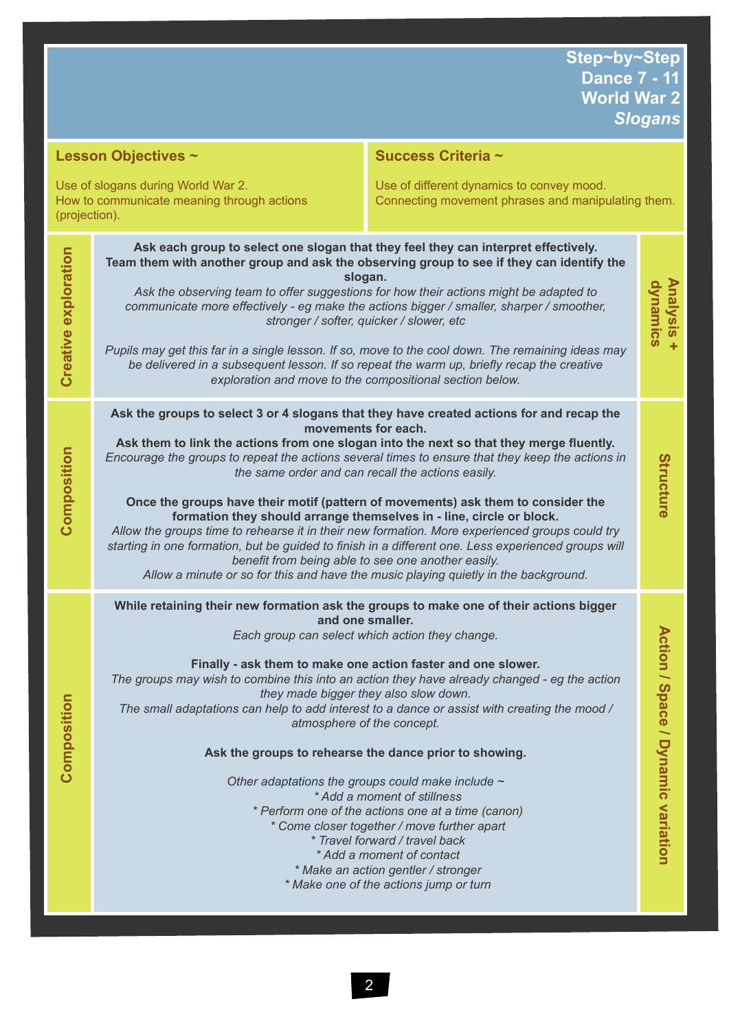# Step~by~Step Dance 7 - 11 World War 2 *Slogans*

| **Lesson Objectives ~** | **Success Criteria ~** |
| --- | --- |
| Use of slogans during World War 2.<br>How to communicate meaning through actions (projection). | Use of different dynamics to convey mood.<br>Connecting movement phrases and manipulating them. |

## Creative exploration — Analysis + dynamics

**Ask each group to select one slogan that they feel they can interpret effectively. Team them with another group and ask the observing group to see if they can identify the slogan.**

*Ask the observing team to offer suggestions for how their actions might be adapted to communicate more effectively - eg make the actions bigger / smaller, sharper / smoother, stronger / softer, quicker / slower, etc*

*Pupils may get this far in a single lesson. If so, move to the cool down. The remaining ideas may be delivered in a subsequent lesson. If so repeat the warm up, briefly recap the creative exploration and move to the compositional section below.*

## Composition — Structure

**Ask the groups to select 3 or 4 slogans that they have created actions for and recap the movements for each.**

**Ask them to link the actions from one slogan into the next so that they merge fluently.**

*Encourage the groups to repeat the actions several times to ensure that they keep the actions in the same order and can recall the actions easily.*

**Once the groups have their motif (pattern of movements) ask them to consider the formation they should arrange themselves in - line, circle or block.**

*Allow the groups time to rehearse it in their new formation. More experienced groups could try starting in one formation, but be guided to finish in a different one. Less experienced groups will benefit from being able to see one another easily.*

*Allow a minute or so for this and have the music playing quietly in the background.*

## Composition — Action / Space / Dynamic variation

**While retaining their new formation ask the groups to make one of their actions bigger and one smaller.**

*Each group can select which action they change.*

**Finally - ask them to make one action faster and one slower.**

*The groups may wish to combine this into an action they have already changed - eg the action they made bigger they also slow down.*

*The small adaptations can help to add interest to a dance or assist with creating the mood / atmosphere of the concept.*

**Ask the groups to rehearse the dance prior to showing.**

*Other adaptations the groups could make include ~*

* *Add a moment of stillness*
* *Perform one of the actions one at a time (canon)*
* *Come closer together / move further apart*
* *Travel forward / travel back*
* *Add a moment of contact*
* *Make an action gentler / stronger*
* *Make one of the actions jump or turn*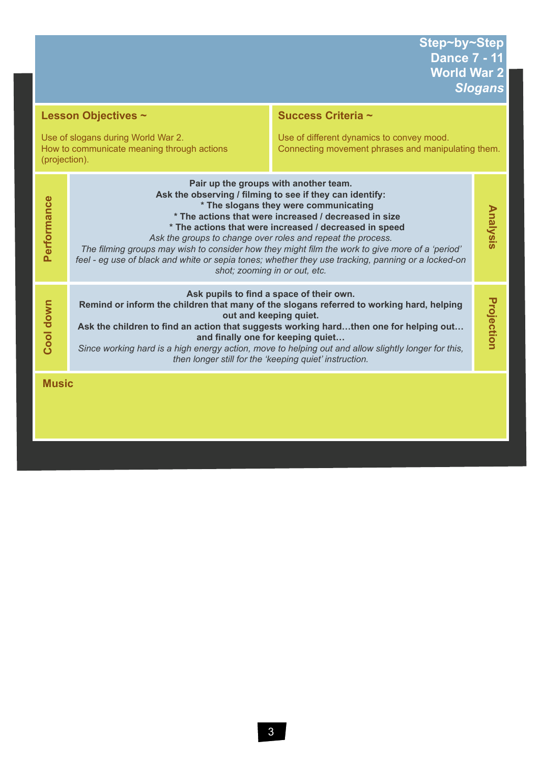# Step~by~Step
## Dance 7 - 11
## World War 2
## *Slogans*

### Lesson Objectives ~

Use of slogans during World War 2.
How to communicate meaning through actions (projection).

### Success Criteria ~

Use of different dynamics to convey mood.
Connecting movement phrases and manipulating them.

### Performance — Analysis

**Pair up the groups with another team.**
**Ask the observing / filming to see if they can identify:**
**\* The slogans they were communicating**
**\* The actions that were increased / decreased in size**
**\* The actions that were increased / decreased in speed**
*Ask the groups to change over roles and repeat the process.*
*The filming groups may wish to consider how they might film the work to give more of a 'period' feel - eg use of black and white or sepia tones; whether they use tracking, panning or a locked-on shot; zooming in or out, etc.*

### Cool down — Projection

**Ask pupils to find a space of their own.**
**Remind or inform the children that many of the slogans referred to working hard, helping out and keeping quiet.**
**Ask the children to find an action that suggests working hard…then one for helping out… and finally one for keeping quiet…**
*Since working hard is a high energy action, move to helping out and allow slightly longer for this, then longer still for the 'keeping quiet' instruction.*

### Music